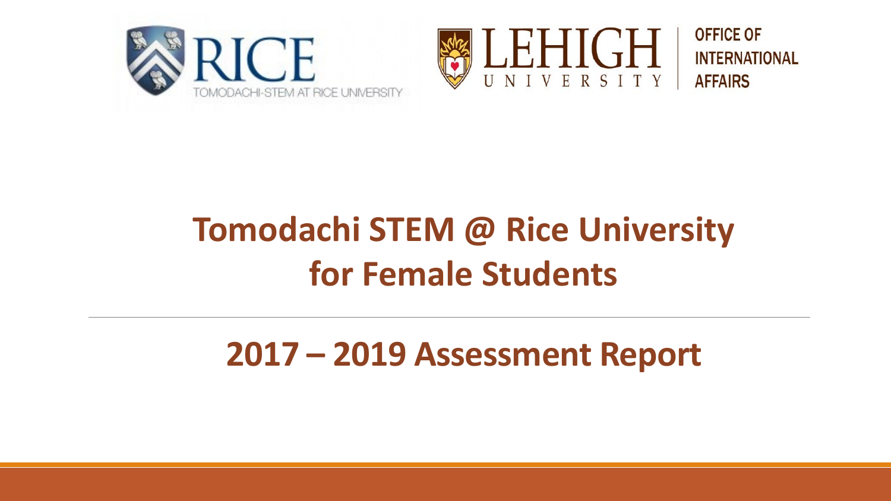RICE
TOMODACHI-STEM AT RICE UNIVERSITY

LEHIGH UNIVERSITY | OFFICE OF INTERNATIONAL AFFAIRS

# Tomodachi STEM @ Rice University for Female Students

## 2017 – 2019 Assessment Report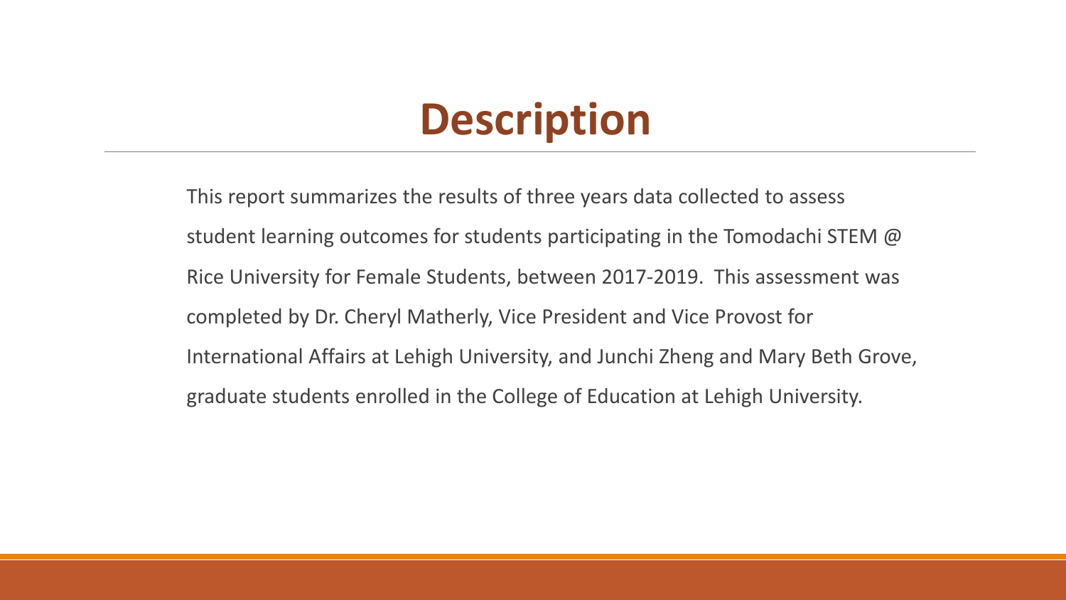# Description

This report summarizes the results of three years data collected to assess student learning outcomes for students participating in the Tomodachi STEM @ Rice University for Female Students, between 2017-2019. This assessment was completed by Dr. Cheryl Matherly, Vice President and Vice Provost for International Affairs at Lehigh University, and Junchi Zheng and Mary Beth Grove, graduate students enrolled in the College of Education at Lehigh University.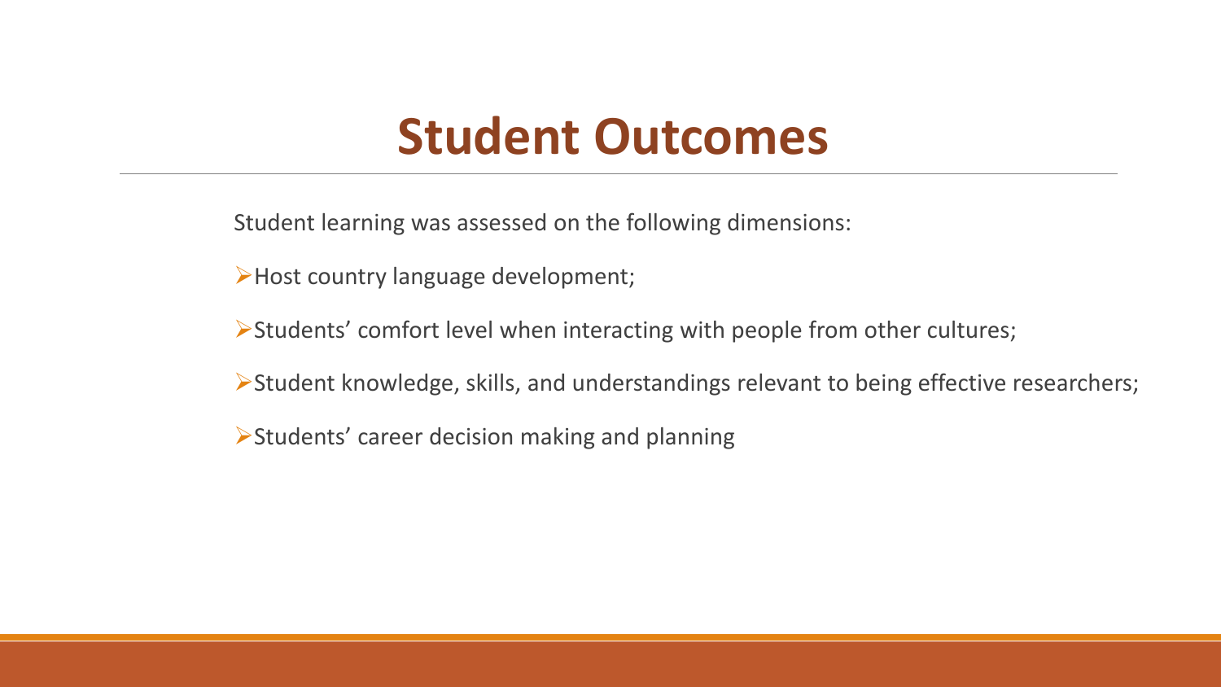# Student Outcomes

Student learning was assessed on the following dimensions:

- Host country language development;
- Students' comfort level when interacting with people from other cultures;
- Student knowledge, skills, and understandings relevant to being effective researchers;
- Students' career decision making and planning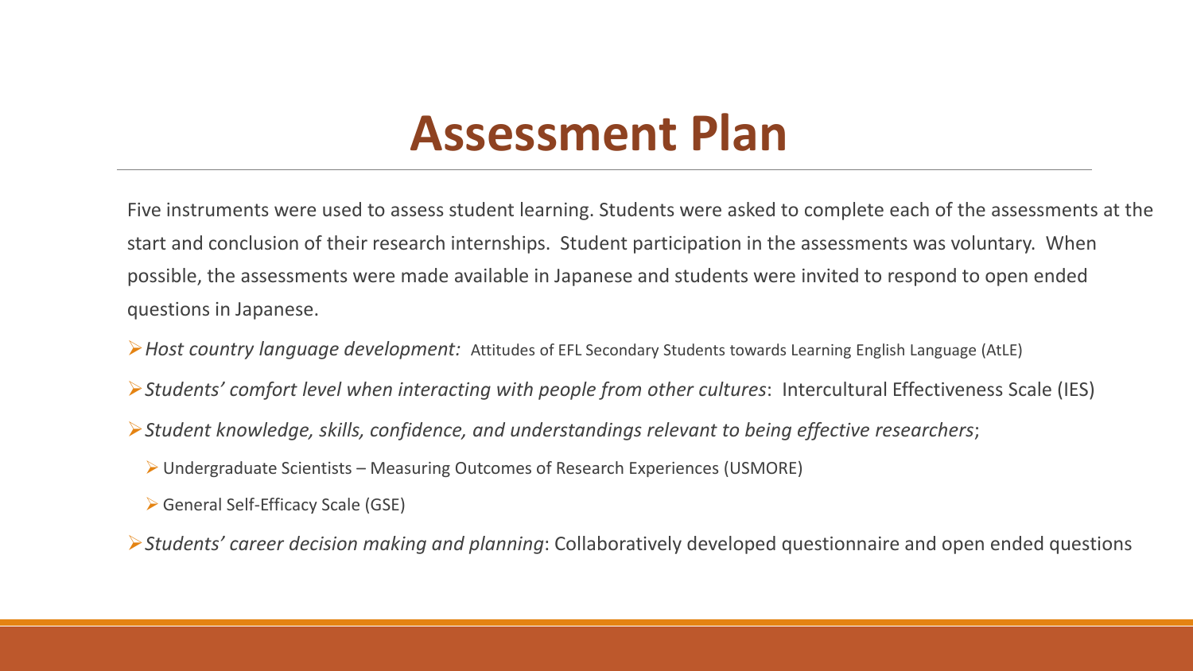# Assessment Plan

Five instruments were used to assess student learning. Students were asked to complete each of the assessments at the start and conclusion of their research internships. Student participation in the assessments was voluntary. When possible, the assessments were made available in Japanese and students were invited to respond to open ended questions in Japanese.

- *Host country language development:* Attitudes of EFL Secondary Students towards Learning English Language (AtLE)
- *Students' comfort level when interacting with people from other cultures*: Intercultural Effectiveness Scale (IES)
- *Student knowledge, skills, confidence, and understandings relevant to being effective researchers*;
  - Undergraduate Scientists – Measuring Outcomes of Research Experiences (USMORE)
  - General Self-Efficacy Scale (GSE)
- *Students' career decision making and planning*: Collaboratively developed questionnaire and open ended questions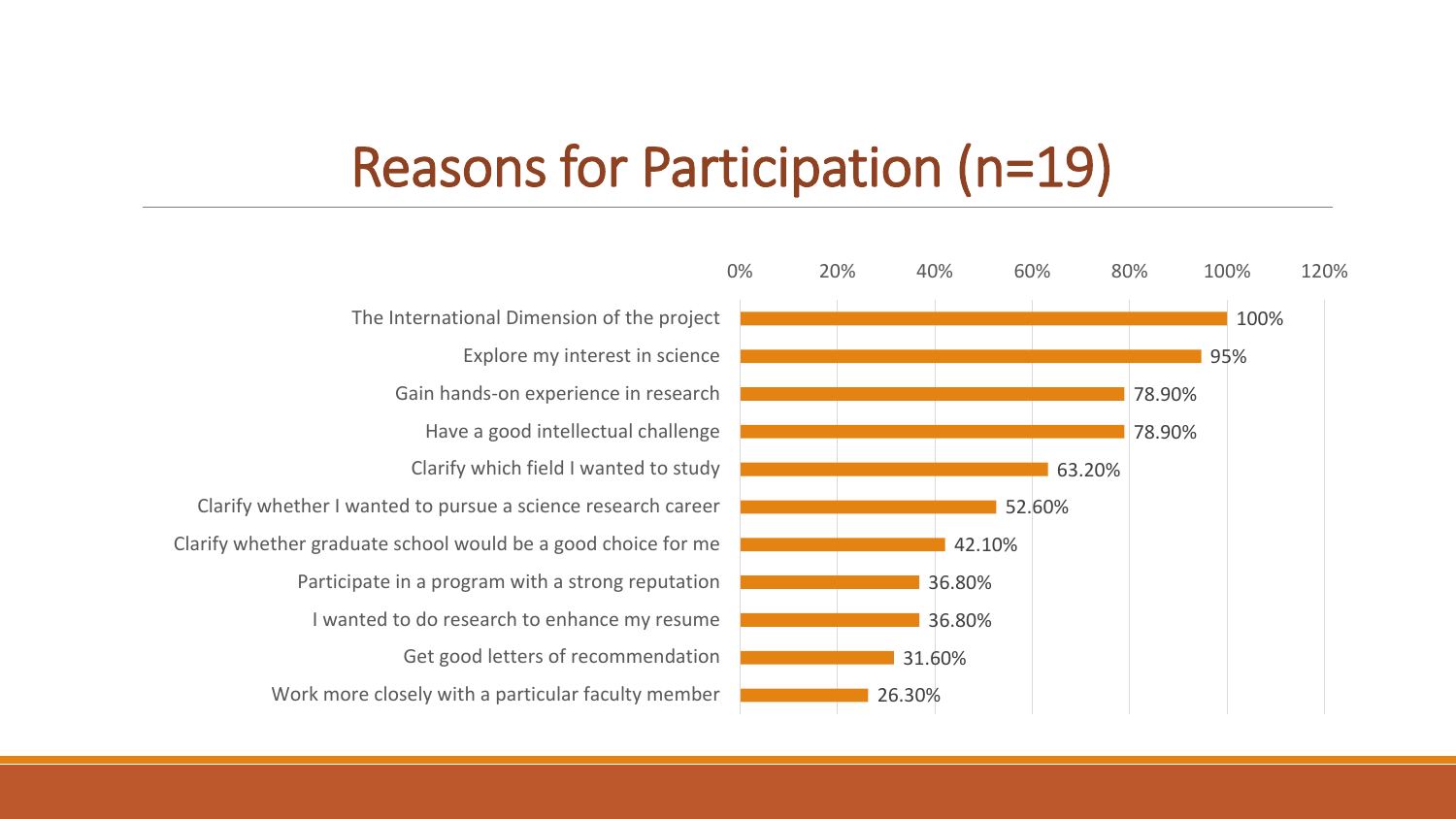# Reasons for Participation (n=19)

| Reason | Percentage |
|---|---|
| The International Dimension of the project | 100% |
| Explore my interest in science | 95% |
| Gain hands-on experience in research | 78.90% |
| Have a good intellectual challenge | 78.90% |
| Clarify which field I wanted to study | 63.20% |
| Clarify whether I wanted to pursue a science research career | 52.60% |
| Clarify whether graduate school would be a good choice for me | 42.10% |
| Participate in a program with a strong reputation | 36.80% |
| I wanted to do research to enhance my resume | 36.80% |
| Get good letters of recommendation | 31.60% |
| Work more closely with a particular faculty member | 26.30% |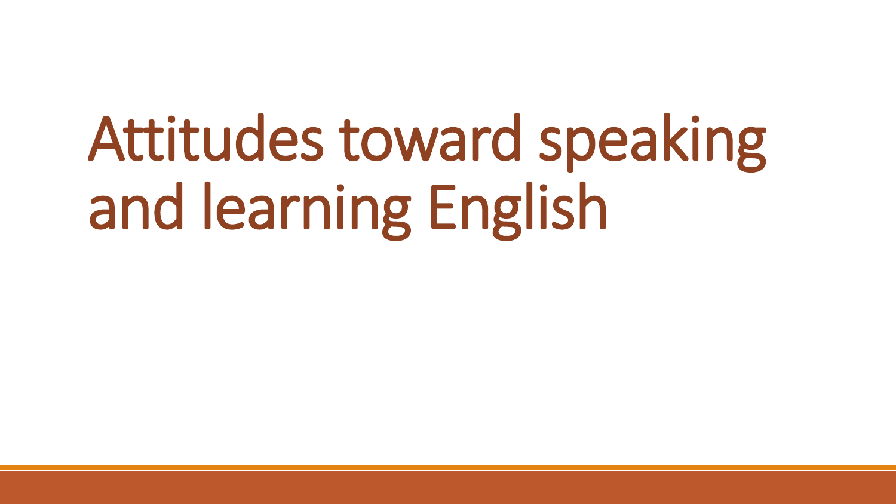# Attitudes toward speaking and learning English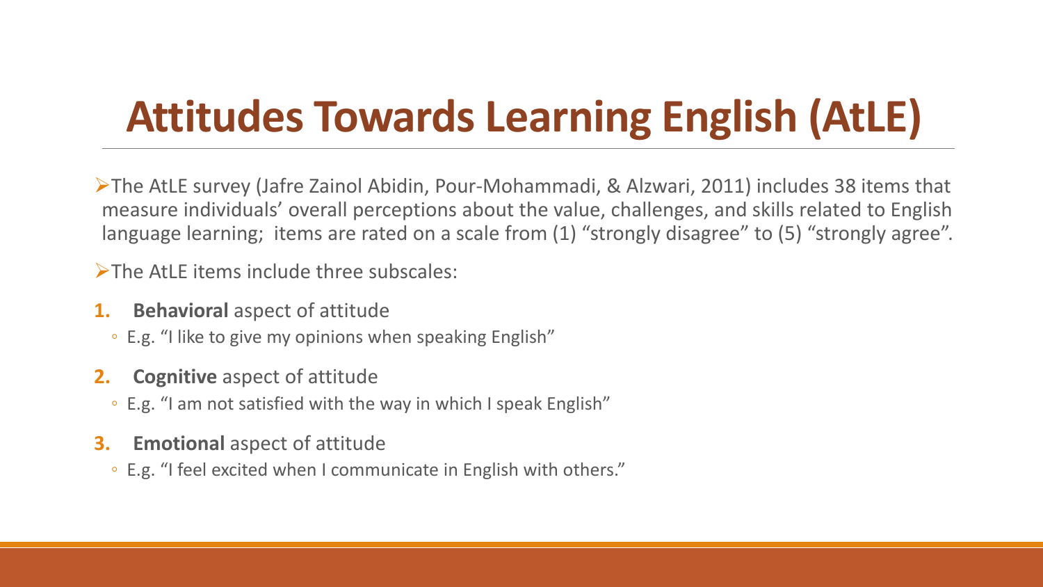# Attitudes Towards Learning English (AtLE)

- The AtLE survey (Jafre Zainol Abidin, Pour-Mohammadi, & Alzwari, 2011) includes 38 items that measure individuals' overall perceptions about the value, challenges, and skills related to English language learning; items are rated on a scale from (1) "strongly disagree" to (5) "strongly agree".
- The AtLE items include three subscales:

1. **Behavioral** aspect of attitude
   - E.g. "I like to give my opinions when speaking English"
2. **Cognitive** aspect of attitude
   - E.g. "I am not satisfied with the way in which I speak English"
3. **Emotional** aspect of attitude
   - E.g. "I feel excited when I communicate in English with others."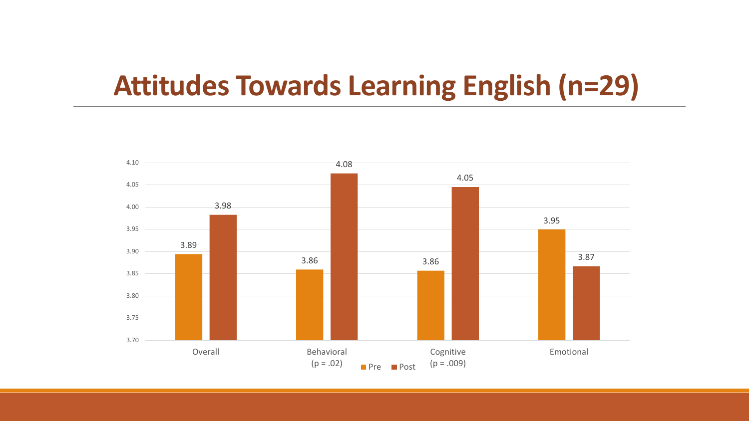# Attitudes Towards Learning English (n=29)

| | Pre | Post |
|---|---|---|
| Overall | 3.89 | 3.98 |
| Behavioral (p = .02) | 3.86 | 4.08 |
| Cognitive (p = .009) | 3.86 | 4.05 |
| Emotional | 3.95 | 3.87 |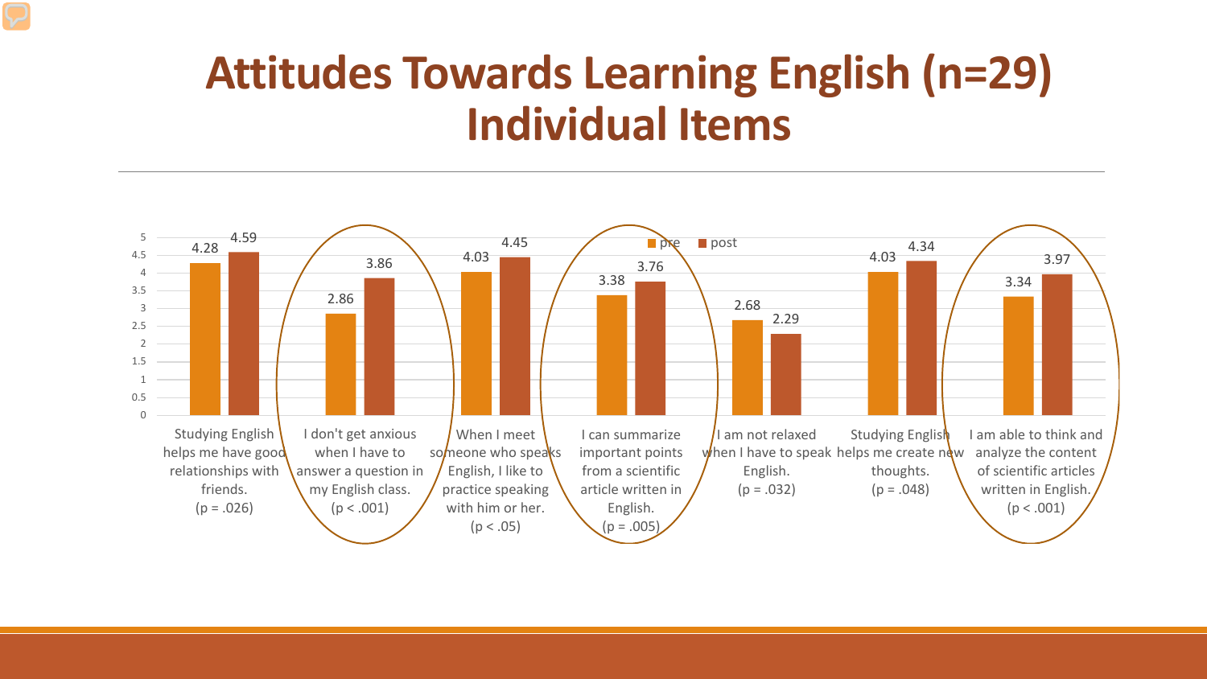# Attitudes Towards Learning English (n=29) Individual Items

| Item | pre | post |
|---|---|---|
| Studying English helps me have good relationships with friends. ($p = .026$) | 4.28 | 4.59 |
| I don't get anxious when I have to answer a question in my English class. ($p < .001$) | 2.86 | 3.86 |
| When I meet someone who speaks English, I like to practice speaking with him or her. ($p < .05$) | 4.03 | 4.45 |
| I can summarize important points from a scientific article written in English. ($p = .005$) | 3.38 | 3.76 |
| I am not relaxed when I have to speak English. ($p = .032$) | 2.68 | 2.29 |
| Studying English helps me create new thoughts. ($p = .048$) | 4.03 | 4.34 |
| I am able to think and analyze the content of scientific articles written in English. ($p < .001$) | 3.34 | 3.97 |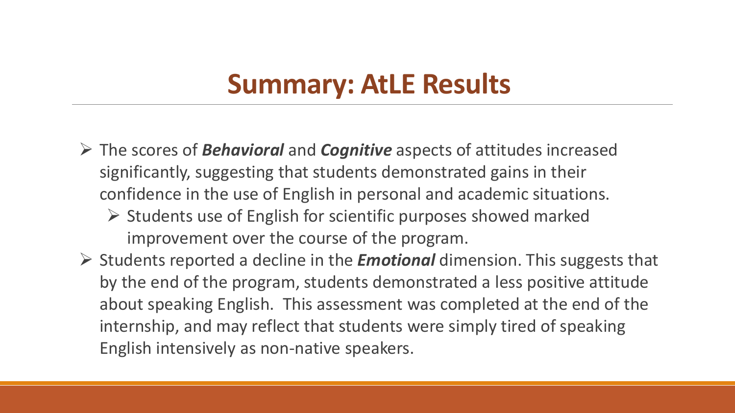# Summary: AtLE Results

- The scores of ***Behavioral*** and ***Cognitive*** aspects of attitudes increased significantly, suggesting that students demonstrated gains in their confidence in the use of English in personal and academic situations.
  - Students use of English for scientific purposes showed marked improvement over the course of the program.
- Students reported a decline in the ***Emotional*** dimension. This suggests that by the end of the program, students demonstrated a less positive attitude about speaking English. This assessment was completed at the end of the internship, and may reflect that students were simply tired of speaking English intensively as non-native speakers.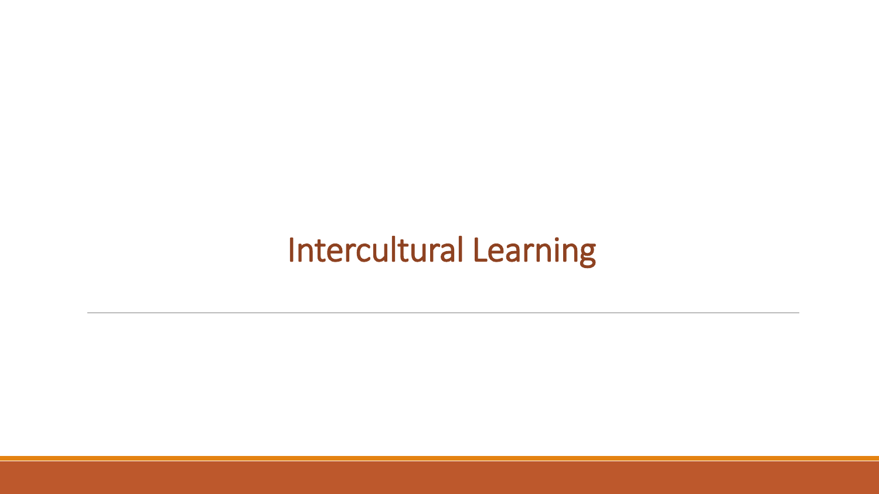# Intercultural Learning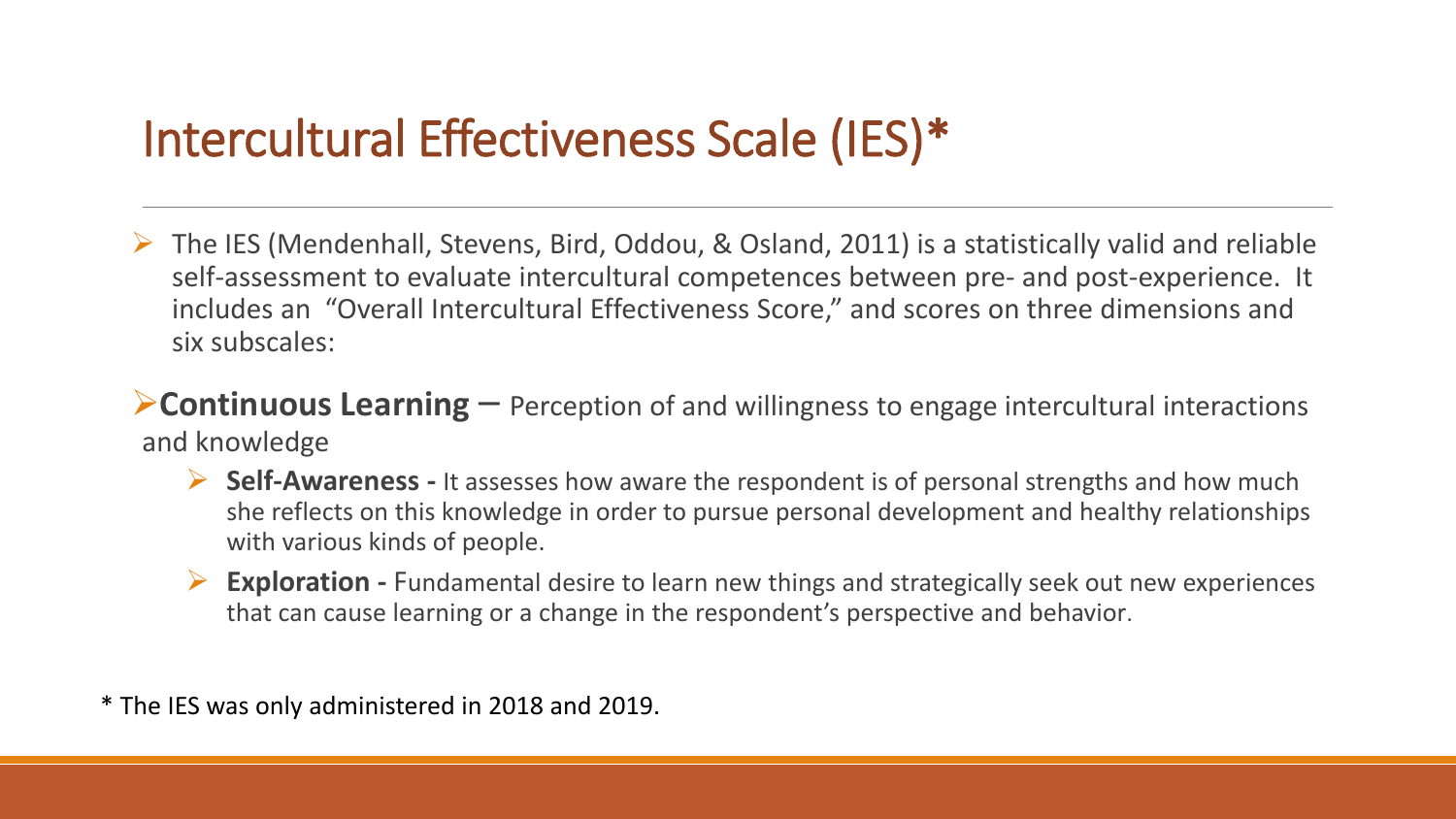# Intercultural Effectiveness Scale (IES)*

- The IES (Mendenhall, Stevens, Bird, Oddou, & Osland, 2011) is a statistically valid and reliable self-assessment to evaluate intercultural competences between pre- and post-experience. It includes an "Overall Intercultural Effectiveness Score," and scores on three dimensions and six subscales:

- **Continuous Learning** – Perception of and willingness to engage intercultural interactions and knowledge
  - **Self-Awareness -** It assesses how aware the respondent is of personal strengths and how much she reflects on this knowledge in order to pursue personal development and healthy relationships with various kinds of people.
  - **Exploration -** Fundamental desire to learn new things and strategically seek out new experiences that can cause learning or a change in the respondent's perspective and behavior.

* The IES was only administered in 2018 and 2019.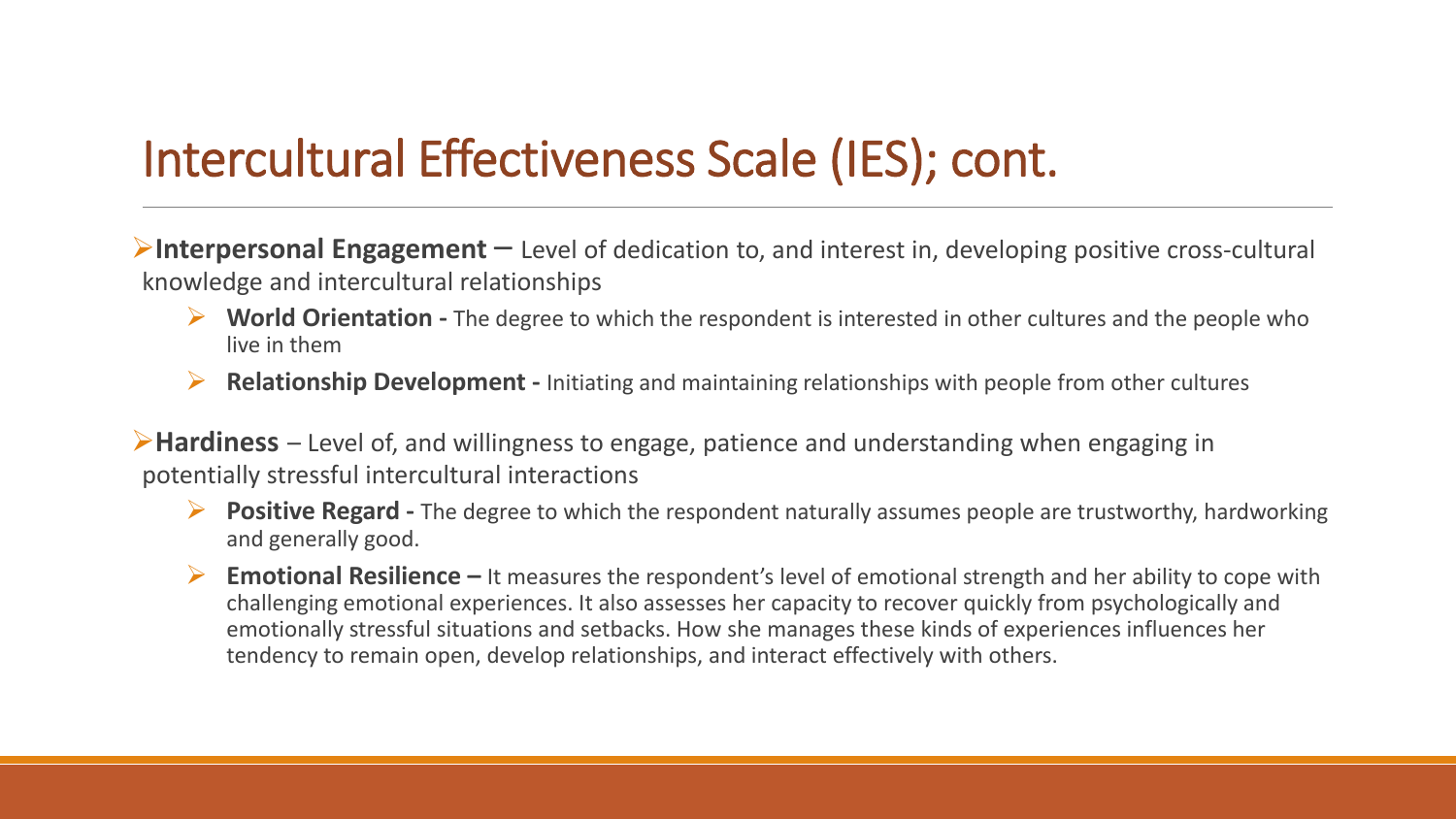# Intercultural Effectiveness Scale (IES); cont.

- **Interpersonal Engagement** – Level of dedication to, and interest in, developing positive cross-cultural knowledge and intercultural relationships
  - **World Orientation -** The degree to which the respondent is interested in other cultures and the people who live in them
  - **Relationship Development -** Initiating and maintaining relationships with people from other cultures
- **Hardiness** – Level of, and willingness to engage, patience and understanding when engaging in potentially stressful intercultural interactions
  - **Positive Regard -** The degree to which the respondent naturally assumes people are trustworthy, hardworking and generally good.
  - **Emotional Resilience –** It measures the respondent's level of emotional strength and her ability to cope with challenging emotional experiences. It also assesses her capacity to recover quickly from psychologically and emotionally stressful situations and setbacks. How she manages these kinds of experiences influences her tendency to remain open, develop relationships, and interact effectively with others.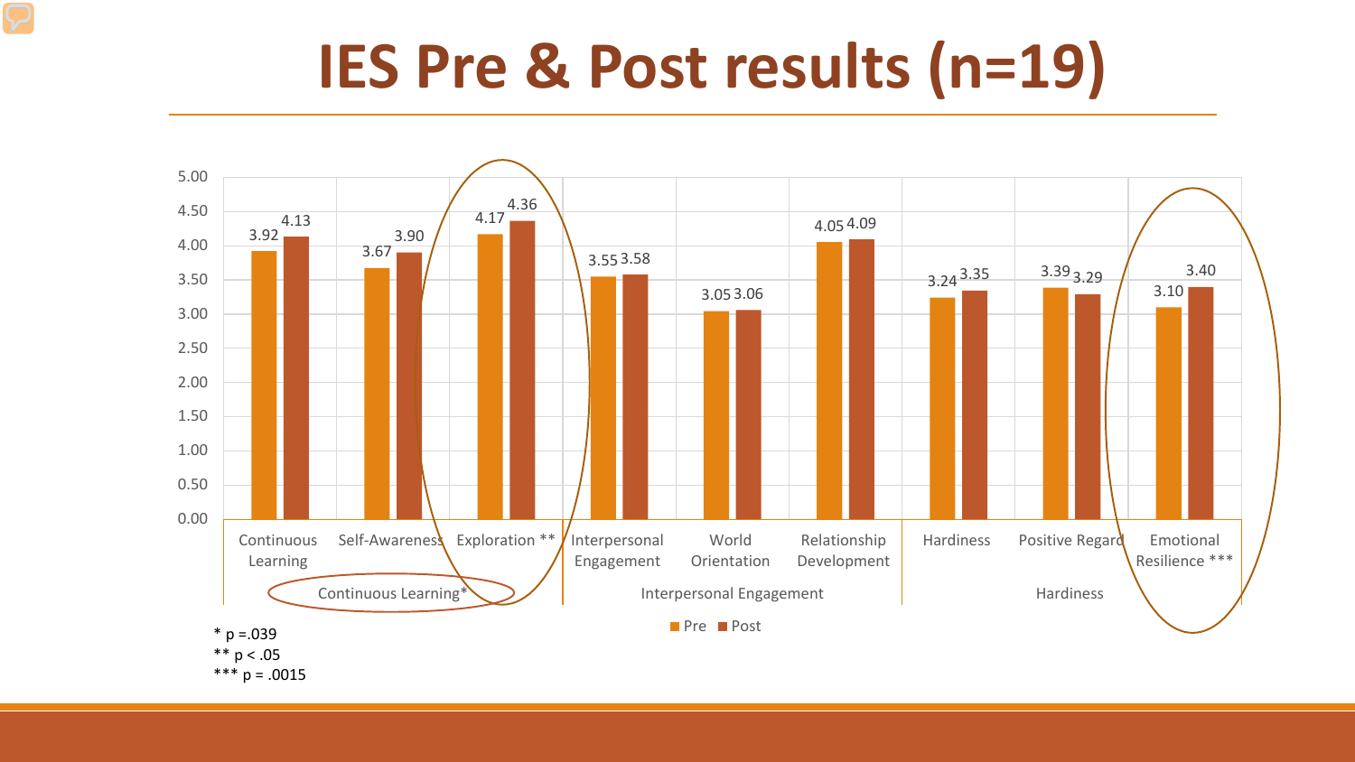# IES Pre & Post results (n=19)

| Group | Scale | Pre | Post |
|---|---|---|---|
| Continuous Learning* | Continuous Learning | 3.92 | 4.13 |
| | Self-Awareness | 3.67 | 3.90 |
| | Exploration ** | 4.17 | 4.36 |
| Interpersonal Engagement | Interpersonal Engagement | 3.55 | 3.58 |
| | World Orientation | 3.05 | 3.06 |
| | Relationship Development | 4.05 | 4.09 |
| Hardiness | Hardiness | 3.24 | 3.35 |
| | Positive Regard | 3.39 | 3.29 |
| | Emotional Resilience *** | 3.10 | 3.40 |

* p =.039
** p < .05
*** p = .0015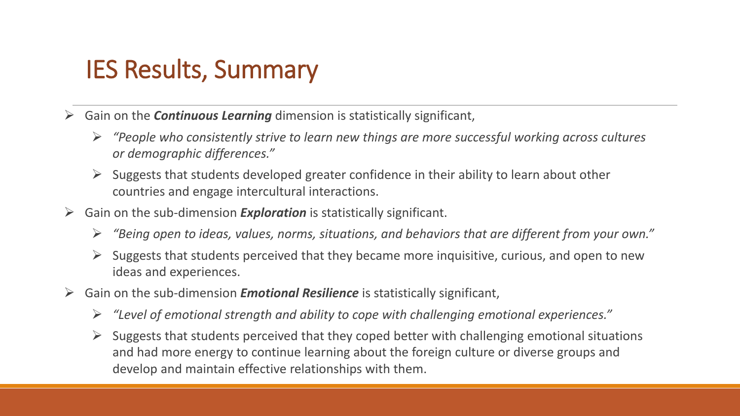# IES Results, Summary

- Gain on the ***Continuous Learning*** dimension is statistically significant,
  - *"People who consistently strive to learn new things are more successful working across cultures or demographic differences."*
  - Suggests that students developed greater confidence in their ability to learn about other countries and engage intercultural interactions.
- Gain on the sub-dimension ***Exploration*** is statistically significant.
  - *"Being open to ideas, values, norms, situations, and behaviors that are different from your own."*
  - Suggests that students perceived that they became more inquisitive, curious, and open to new ideas and experiences.
- Gain on the sub-dimension ***Emotional Resilience*** is statistically significant,
  - *"Level of emotional strength and ability to cope with challenging emotional experiences."*
  - Suggests that students perceived that they coped better with challenging emotional situations and had more energy to continue learning about the foreign culture or diverse groups and develop and maintain effective relationships with them.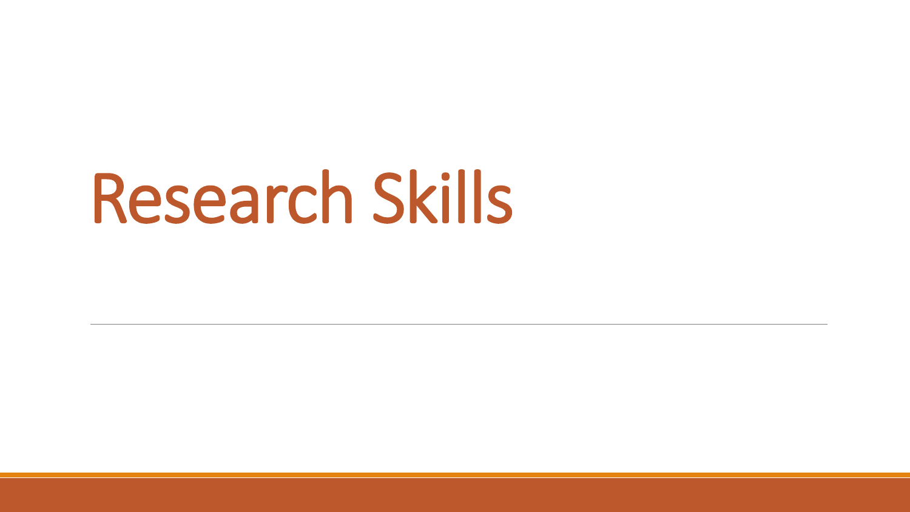# Research Skills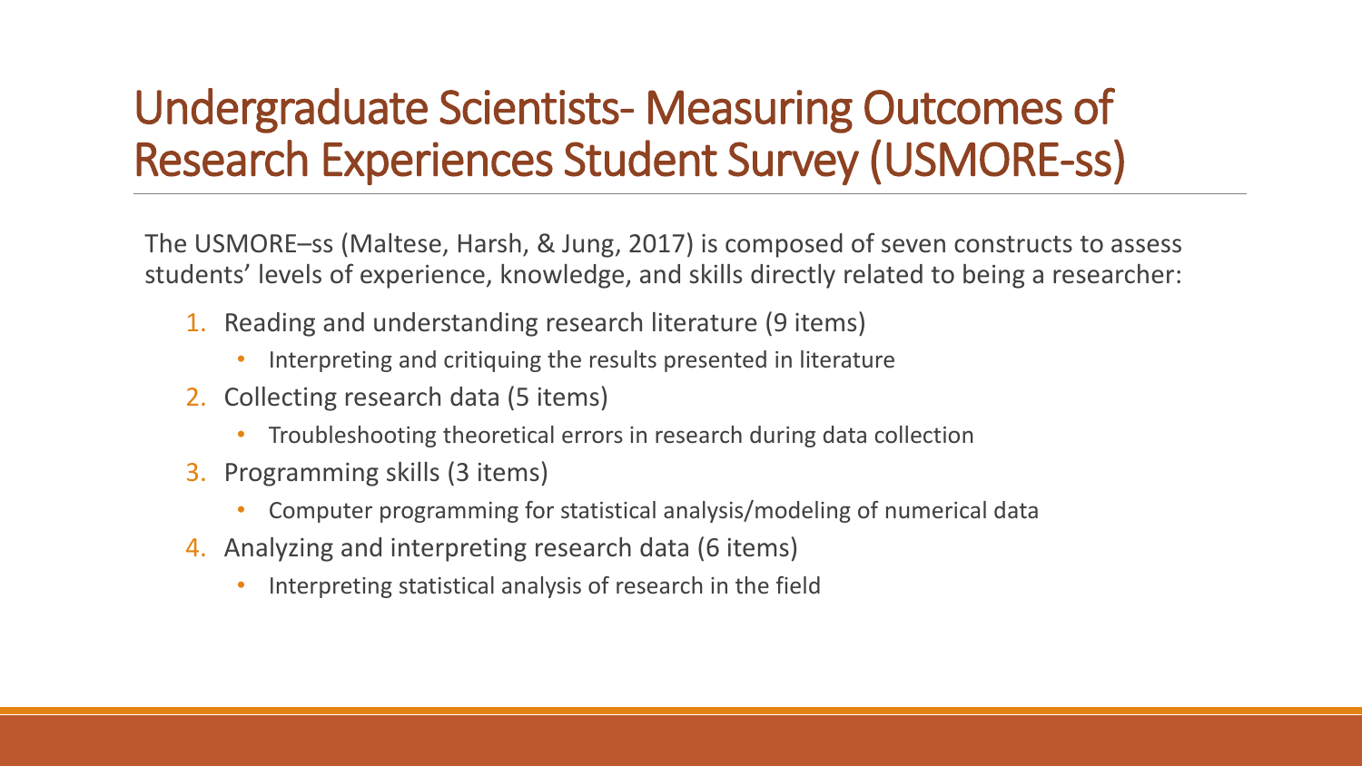# Undergraduate Scientists- Measuring Outcomes of Research Experiences Student Survey (USMORE-ss)

The USMORE–ss (Maltese, Harsh, & Jung, 2017) is composed of seven constructs to assess students' levels of experience, knowledge, and skills directly related to being a researcher:

1. Reading and understanding research literature (9 items)
   - Interpreting and critiquing the results presented in literature
2. Collecting research data (5 items)
   - Troubleshooting theoretical errors in research during data collection
3. Programming skills (3 items)
   - Computer programming for statistical analysis/modeling of numerical data
4. Analyzing and interpreting research data (6 items)
   - Interpreting statistical analysis of research in the field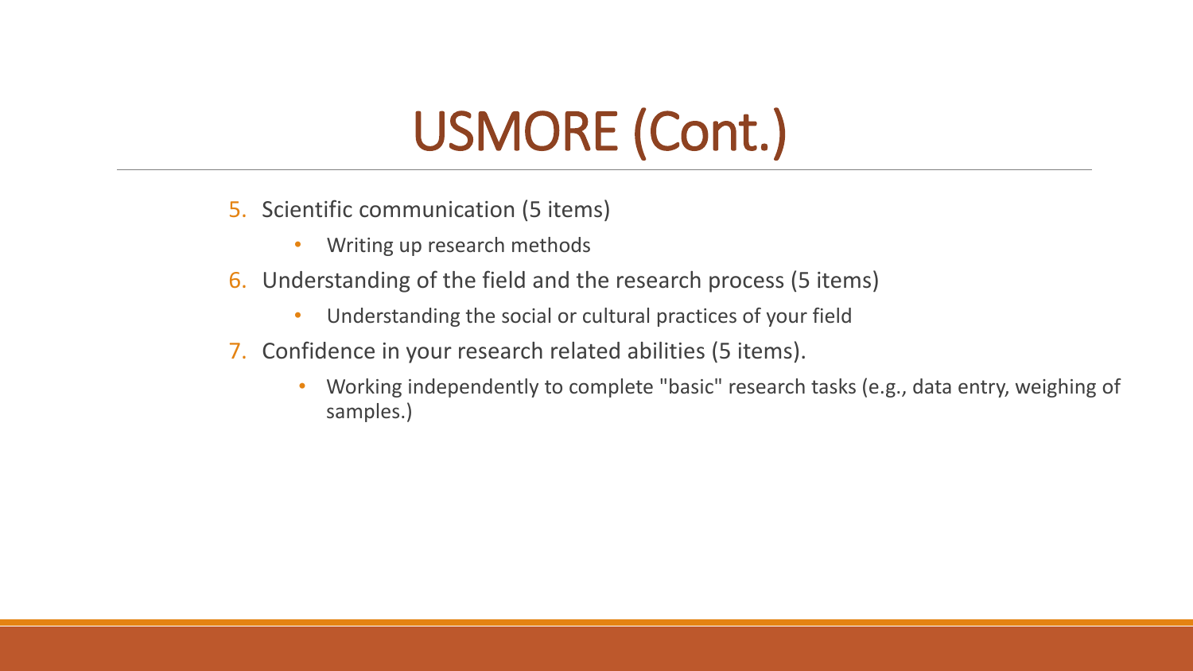# USMORE (Cont.)

5. Scientific communication (5 items)
    - Writing up research methods
6. Understanding of the field and the research process (5 items)
    - Understanding the social or cultural practices of your field
7. Confidence in your research related abilities (5 items).
    - Working independently to complete "basic" research tasks (e.g., data entry, weighing of samples.)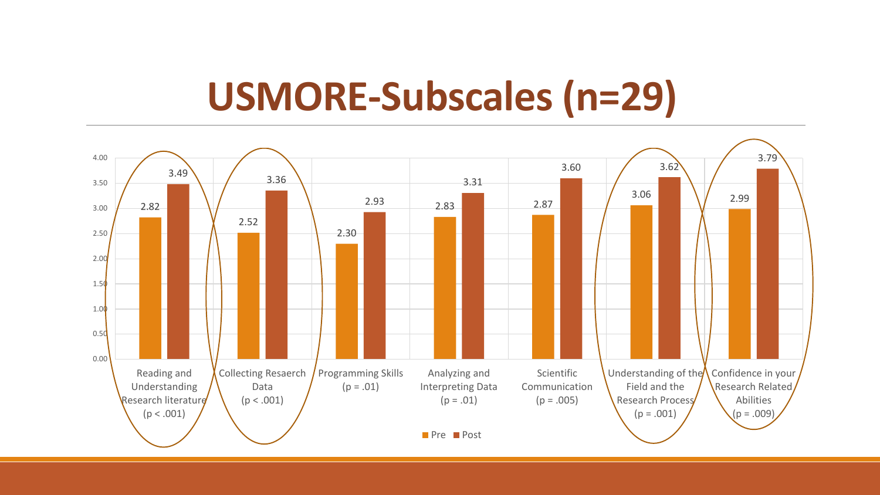# USMORE-Subscales (n=29)

| Subscale | Pre | Post |
|---|---|---|
| Reading and Understanding Research literature ($p < .001$) | 2.82 | 3.49 |
| Collecting Resaerch Data ($p < .001$) | 2.52 | 3.36 |
| Programming Skills ($p = .01$) | 2.30 | 2.93 |
| Analyzing and Interpreting Data ($p = .01$) | 2.83 | 3.31 |
| Scientific Communication ($p = .005$) | 2.87 | 3.60 |
| Understanding of the Field and the Research Process ($p = .001$) | 3.06 | 3.62 |
| Confidence in your Research Related Abilities ($p = .009$) | 2.99 | 3.79 |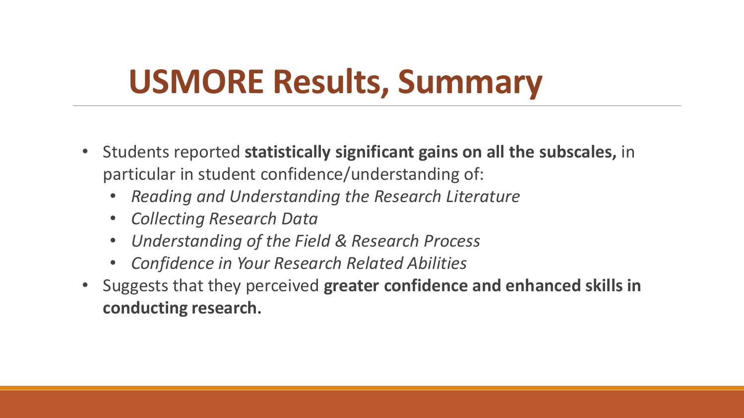# USMORE Results, Summary

- Students reported **statistically significant gains on all the subscales,** in particular in student confidence/understanding of:
  - *Reading and Understanding the Research Literature*
  - *Collecting Research Data*
  - *Understanding of the Field & Research Process*
  - *Confidence in Your Research Related Abilities*
- Suggests that they perceived **greater confidence and enhanced skills in conducting research**.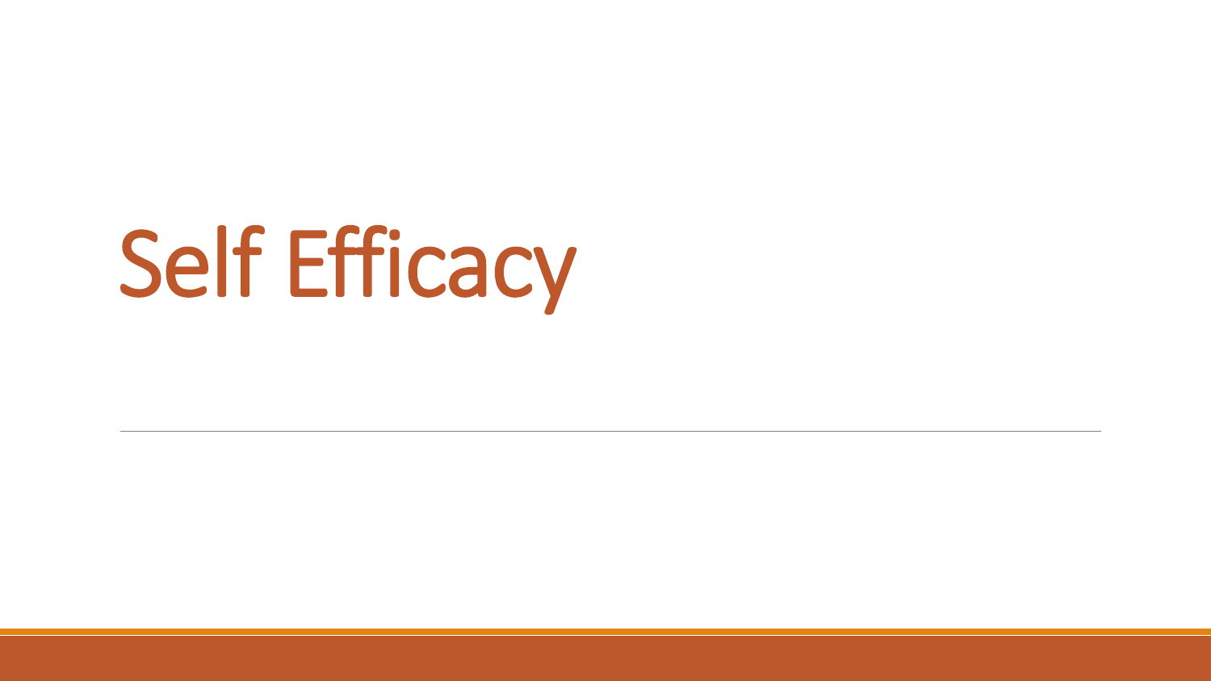# Self Efficacy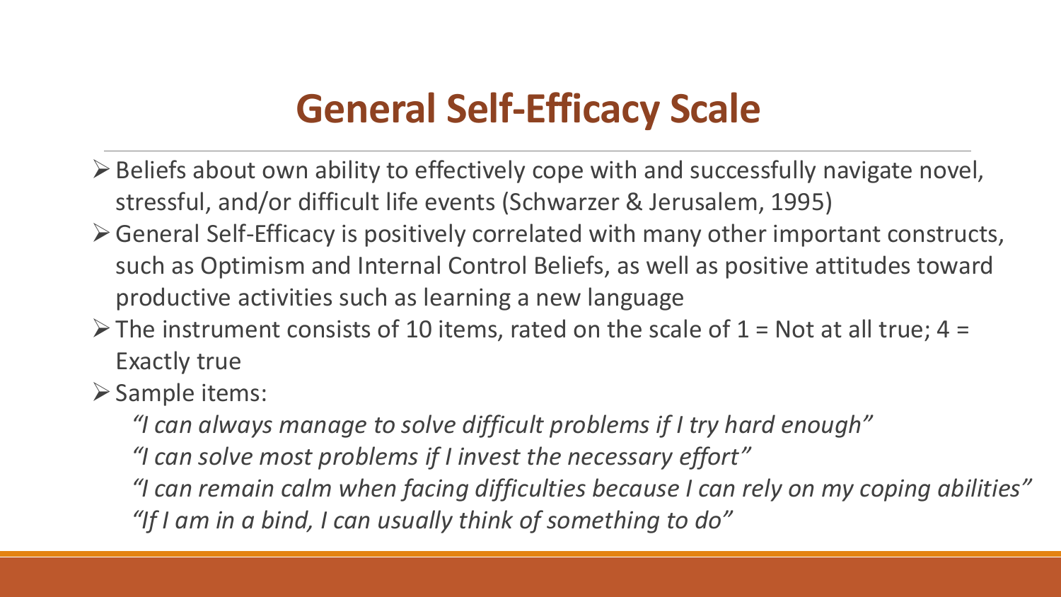# General Self-Efficacy Scale

- Beliefs about own ability to effectively cope with and successfully navigate novel, stressful, and/or difficult life events (Schwarzer & Jerusalem, 1995)
- General Self-Efficacy is positively correlated with many other important constructs, such as Optimism and Internal Control Beliefs, as well as positive attitudes toward productive activities such as learning a new language
- The instrument consists of 10 items, rated on the scale of 1 = Not at all true; 4 = Exactly true
- Sample items:

  *"I can always manage to solve difficult problems if I try hard enough"*

  *"I can solve most problems if I invest the necessary effort"*

  *"I can remain calm when facing difficulties because I can rely on my coping abilities"*

  *"If I am in a bind, I can usually think of something to do"*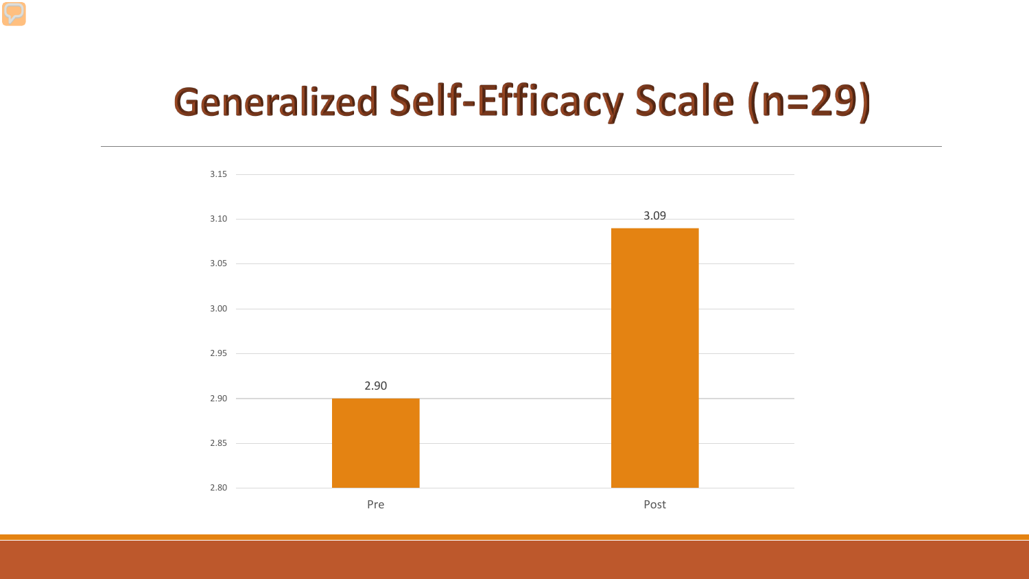# Generalized Self-Efficacy Scale (n=29)

| | Pre | Post |
|---|---|---|
| Score | 2.90 | 3.09 |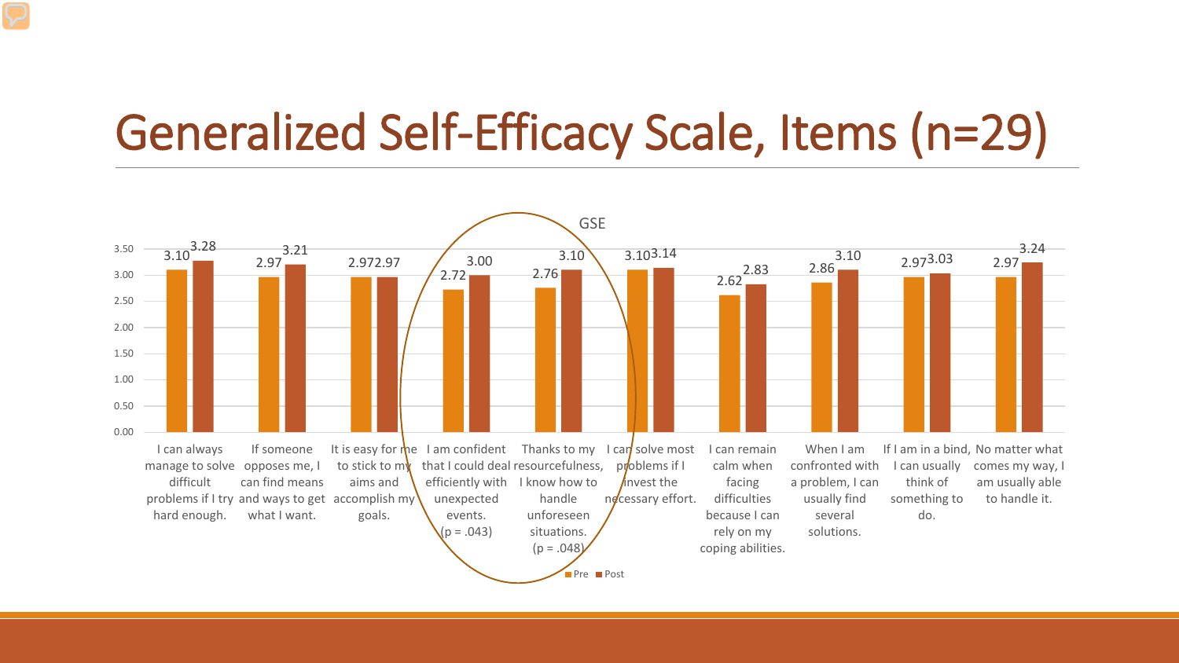# Generalized Self-Efficacy Scale, Items (n=29)

GSE

| Item | Pre | Post |
|---|---|---|
| I can always manage to solve difficult problems if I try hard enough. | 3.10 | 3.28 |
| If someone opposes me, I can find means and ways to get what I want. | 2.97 | 3.21 |
| It is easy for me to stick to my aims and accomplish my goals. | 2.97 | 2.97 |
| I am confident that I could deal efficiently with unexpected events. (p = .043) | 2.72 | 3.00 |
| Thanks to my resourcefulness, I know how to handle unforeseen situations. (p = .048) | 2.76 | 3.10 |
| I can solve most problems if I invest the necessary effort. | 3.10 | 3.14 |
| I can remain calm when facing difficulties because I can rely on my coping abilities. | 2.62 | 2.83 |
| When I am confronted with a problem, I can usually find several solutions. | 2.86 | 3.10 |
| If I am in a bind, I can usually think of something to do. | 2.97 | 3.03 |
| No matter what comes my way, I am usually able to handle it. | 2.97 | 3.24 |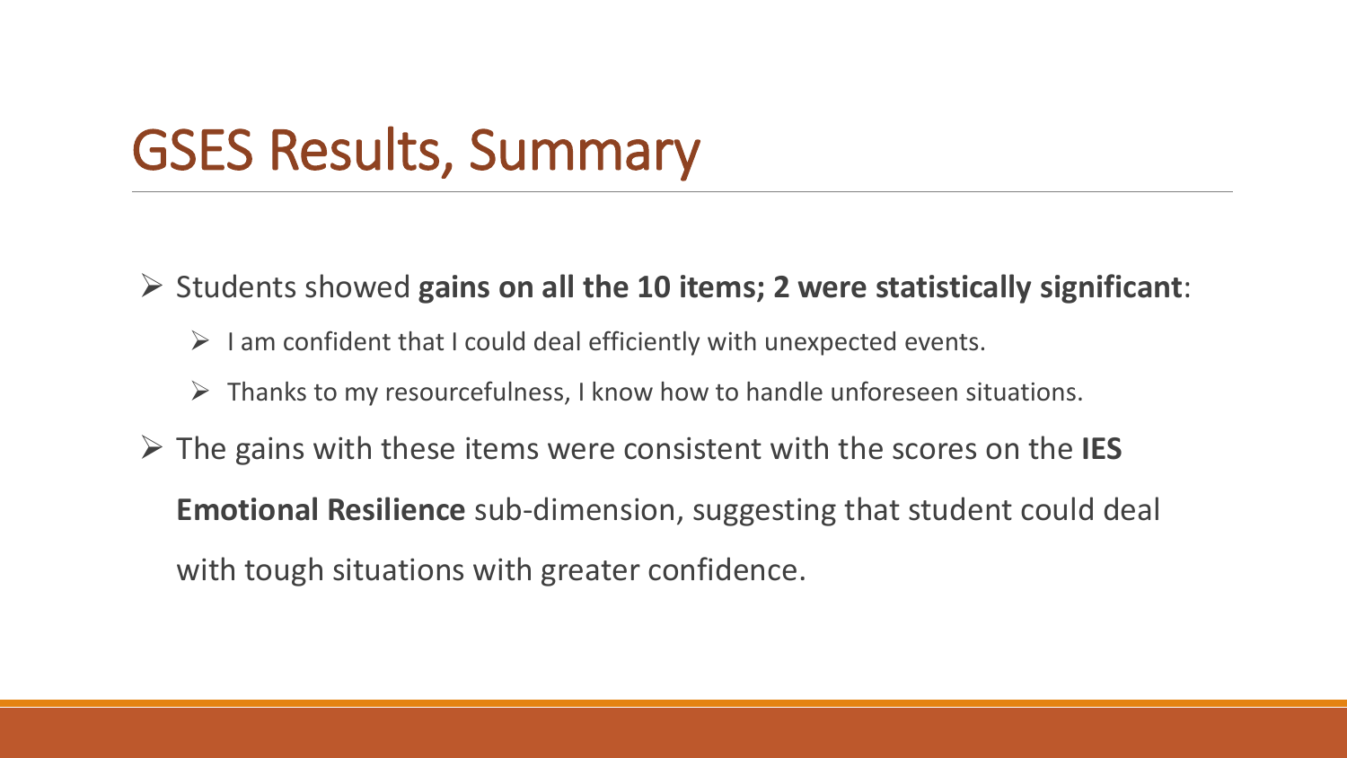# GSES Results, Summary

- Students showed **gains on all the 10 items; 2 were statistically significant**:
  - I am confident that I could deal efficiently with unexpected events.
  - Thanks to my resourcefulness, I know how to handle unforeseen situations.
- The gains with these items were consistent with the scores on the **IES Emotional Resilience** sub-dimension, suggesting that student could deal with tough situations with greater confidence.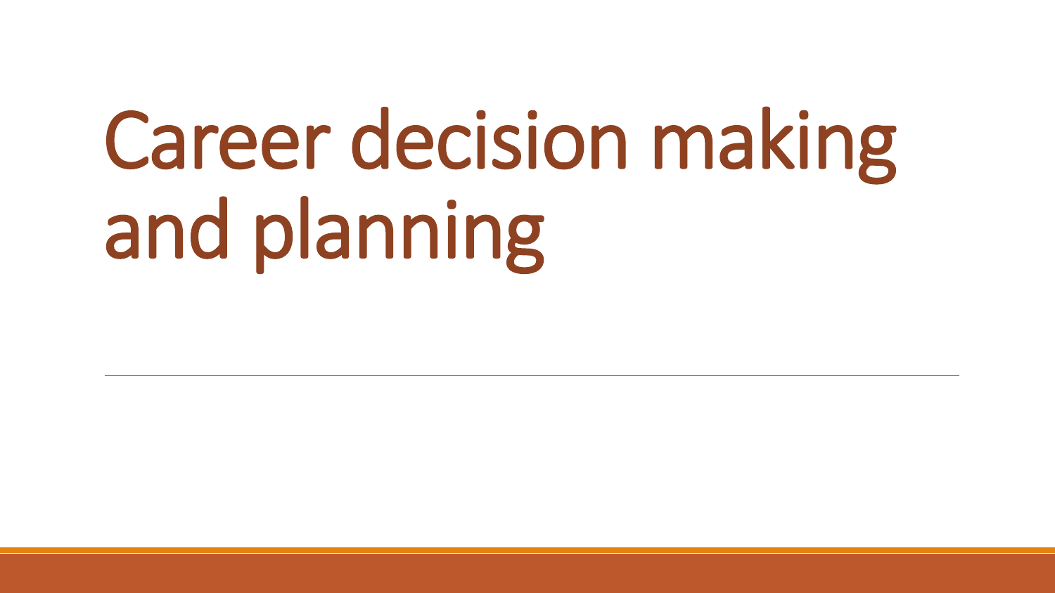# Career decision making and planning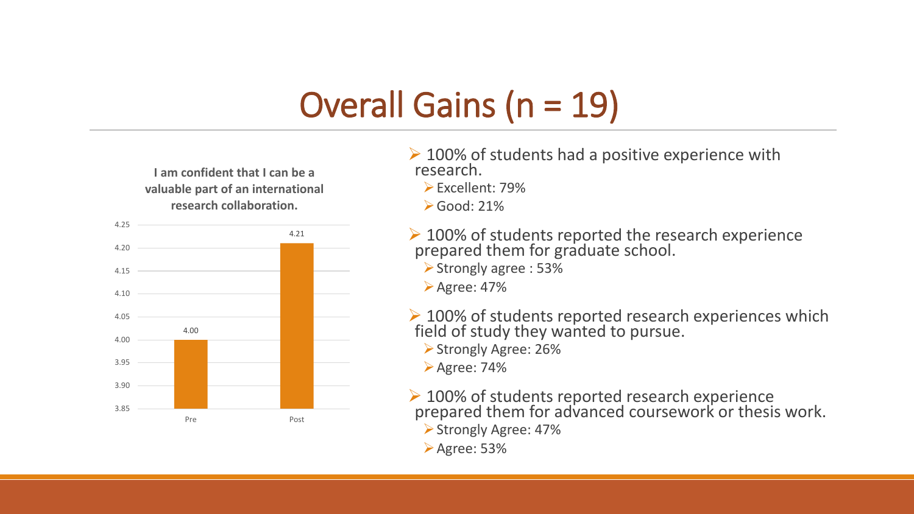# Overall Gains (n = 19)

**I am confident that I can be a valuable part of an international research collaboration.**

| | Pre | Post |
|---|---|---|
| Mean | 4.00 | 4.21 |

- 100% of students had a positive experience with research.
  - Excellent: 79%
  - Good: 21%
- 100% of students reported the research experience prepared them for graduate school.
  - Strongly agree : 53%
  - Agree: 47%
- 100% of students reported research experiences which field of study they wanted to pursue.
  - Strongly Agree: 26%
  - Agree: 74%
- 100% of students reported research experience prepared them for advanced coursework or thesis work.
  - Strongly Agree: 47%
  - Agree: 53%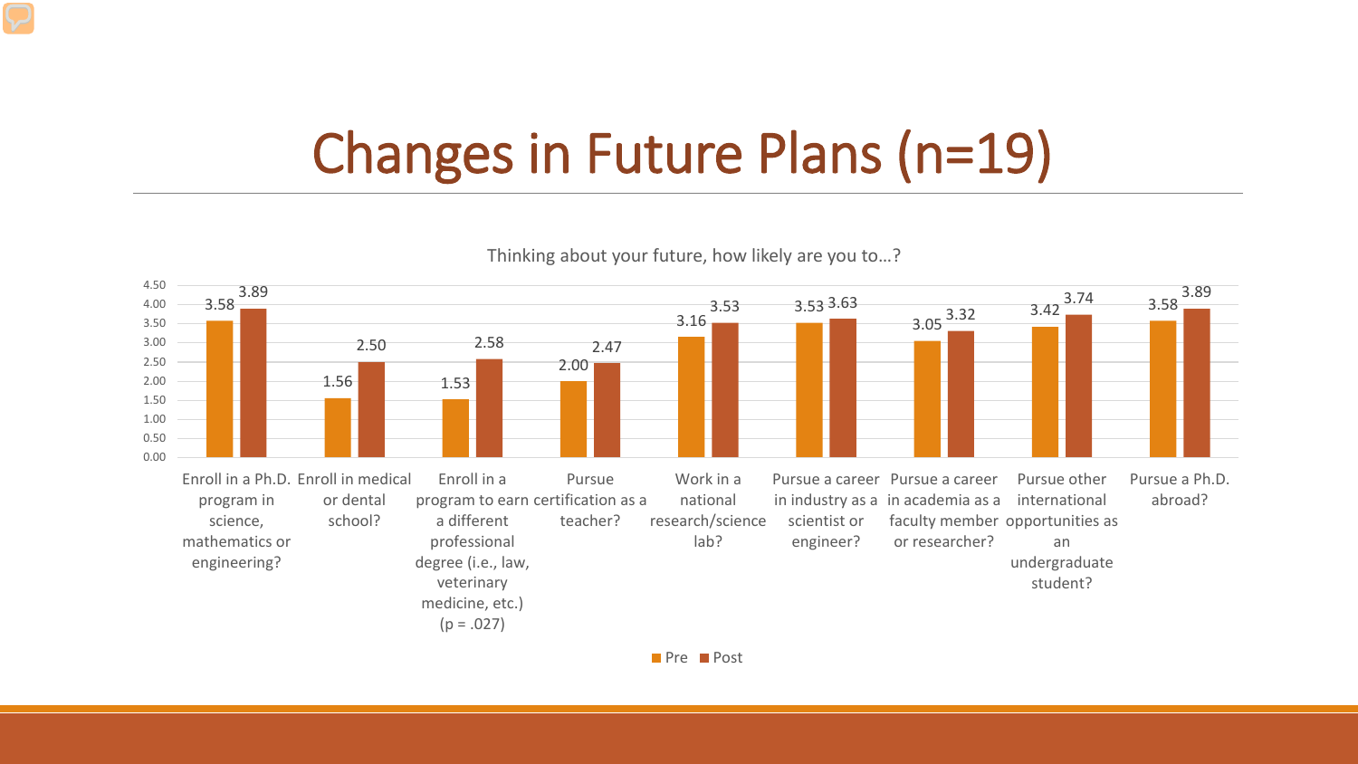# Changes in Future Plans (n=19)

Thinking about your future, how likely are you to…?

| Item | Pre | Post |
| --- | --- | --- |
| Enroll in a Ph.D. program in science, mathematics or engineering? | 3.58 | 3.89 |
| Enroll in medical or dental school? | 1.56 | 2.50 |
| Enroll in a program to earn a different professional degree (i.e., law, veterinary medicine, etc.) (p = .027) | 1.53 | 2.58 |
| Pursue certification as a teacher? | 2.00 | 2.47 |
| Work in a national research/science lab? | 3.16 | 3.53 |
| Pursue a career in industry as a scientist or engineer? | 3.53 | 3.63 |
| Pursue a career in academia as a faculty member or researcher? | 3.05 | 3.32 |
| Pursue other international opportunities as an undergraduate student? | 3.42 | 3.74 |
| Pursue a Ph.D. abroad? | 3.58 | 3.89 |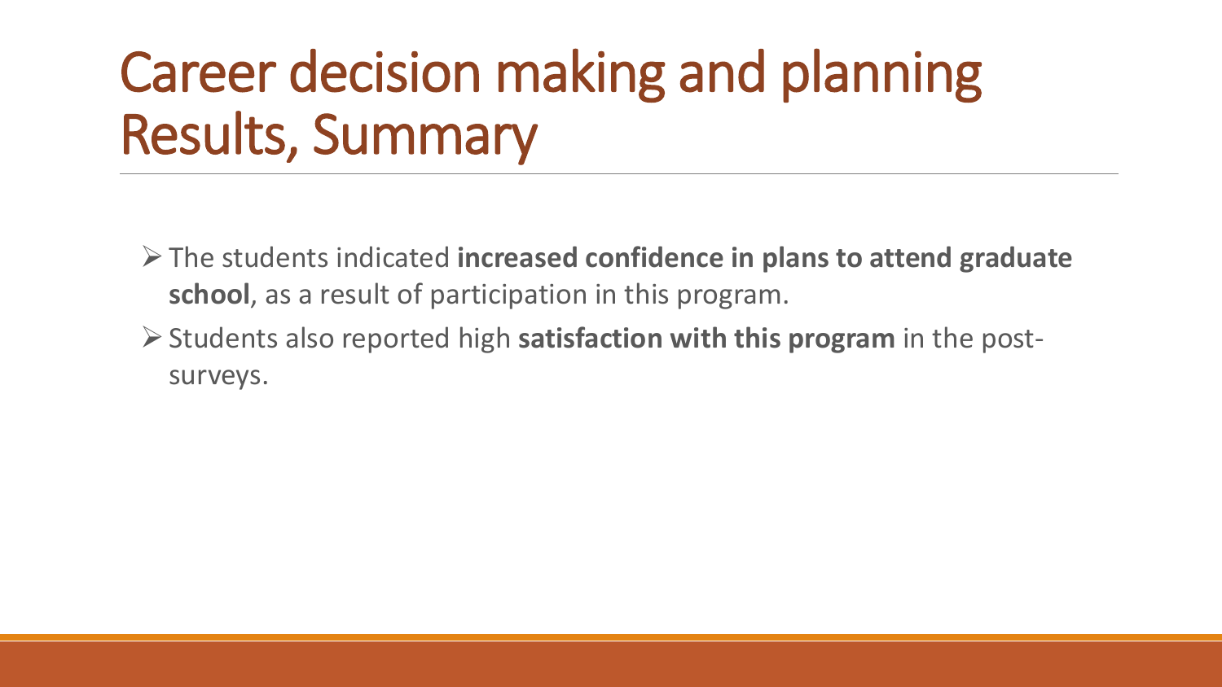# Career decision making and planning Results, Summary

- The students indicated **increased confidence in plans to attend graduate school**, as a result of participation in this program.
- Students also reported high **satisfaction with this program** in the post-surveys.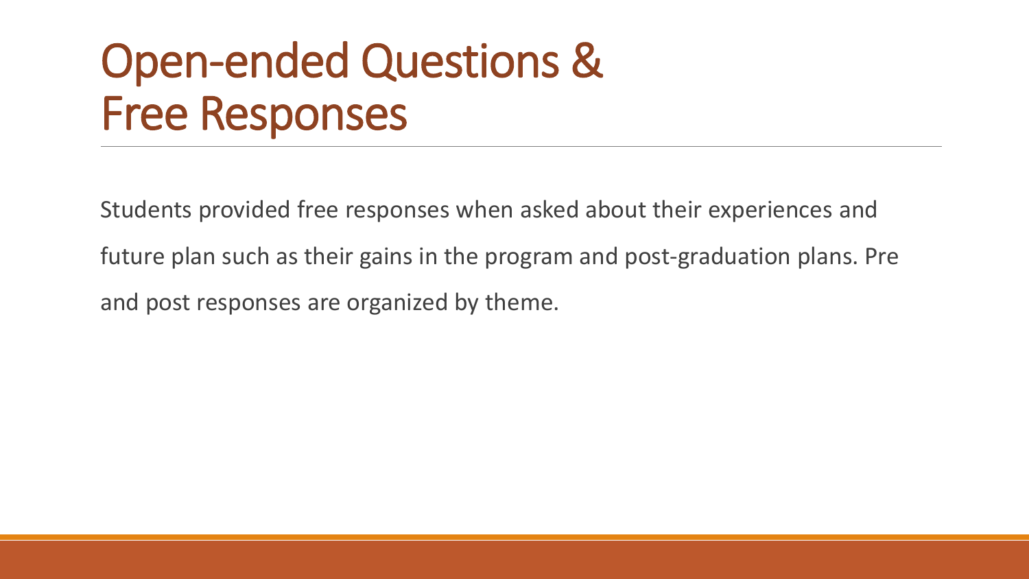# Open-ended Questions & Free Responses

Students provided free responses when asked about their experiences and future plan such as their gains in the program and post-graduation plans. Pre and post responses are organized by theme.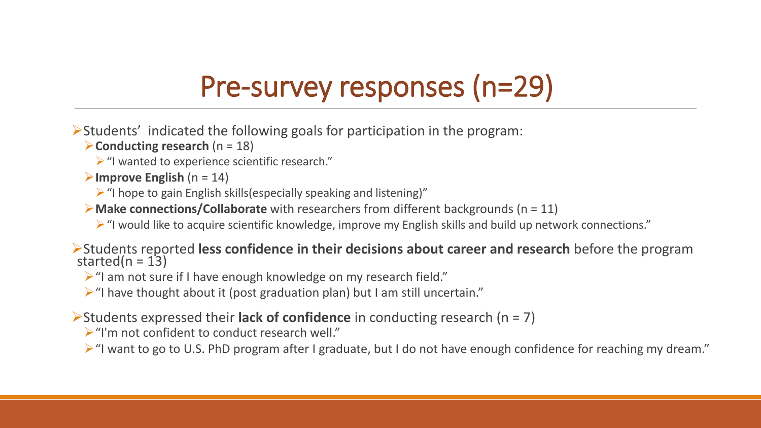# Pre-survey responses (n=29)

- Students' indicated the following goals for participation in the program:
  - **Conducting research** (n = 18)
    - "I wanted to experience scientific research."
  - **Improve English** (n = 14)
    - "I hope to gain English skills(especially speaking and listening)"
  - **Make connections/Collaborate** with researchers from different backgrounds (n = 11)
    - "I would like to acquire scientific knowledge, improve my English skills and build up network connections."
- Students reported **less confidence in their decisions about career and research** before the program started(n = 13)
  - "I am not sure if I have enough knowledge on my research field."
  - "I have thought about it (post graduation plan) but I am still uncertain."
- Students expressed their **lack of confidence** in conducting research (n = 7)
  - "I'm not confident to conduct research well."
  - "I want to go to U.S. PhD program after I graduate, but I do not have enough confidence for reaching my dream."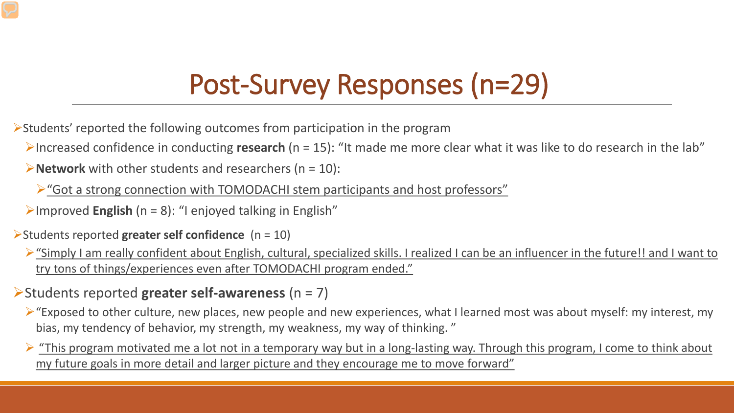# Post-Survey Responses (n=29)

- Students' reported the following outcomes from participation in the program
  - Increased confidence in conducting **research** (n = 15): "It made me more clear what it was like to do research in the lab"
  - **Network** with other students and researchers (n = 10):
    - "Got a strong connection with TOMODACHI stem participants and host professors"
  - Improved **English** (n = 8): "I enjoyed talking in English"
- Students reported **greater self confidence** (n = 10)
  - "Simply I am really confident about English, cultural, specialized skills. I realized I can be an influencer in the future!! and I want to try tons of things/experiences even after TOMODACHI program ended."
- Students reported **greater self-awareness** (n = 7)
  - "Exposed to other culture, new places, new people and new experiences, what I learned most was about myself: my interest, my bias, my tendency of behavior, my strength, my weakness, my way of thinking."
  - "This program motivated me a lot not in a temporary way but in a long-lasting way. Through this program, I come to think about my future goals in more detail and larger picture and they encourage me to move forward"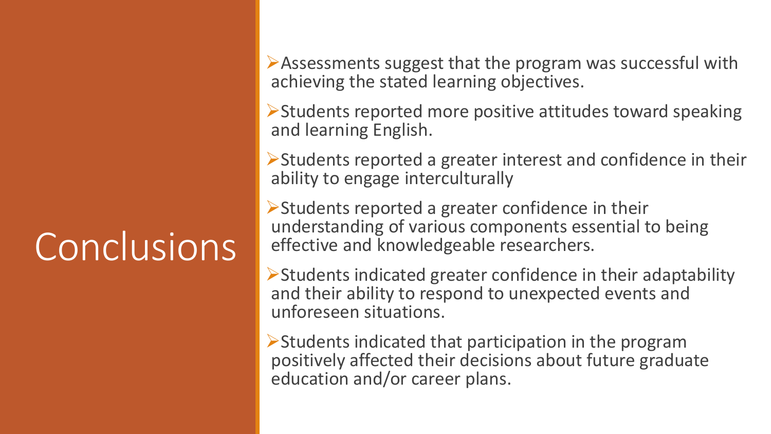# Conclusions

- Assessments suggest that the program was successful with achieving the stated learning objectives.
- Students reported more positive attitudes toward speaking and learning English.
- Students reported a greater interest and confidence in their ability to engage interculturally
- Students reported a greater confidence in their understanding of various components essential to being effective and knowledgeable researchers.
- Students indicated greater confidence in their adaptability and their ability to respond to unexpected events and unforeseen situations.
- Students indicated that participation in the program positively affected their decisions about future graduate education and/or career plans.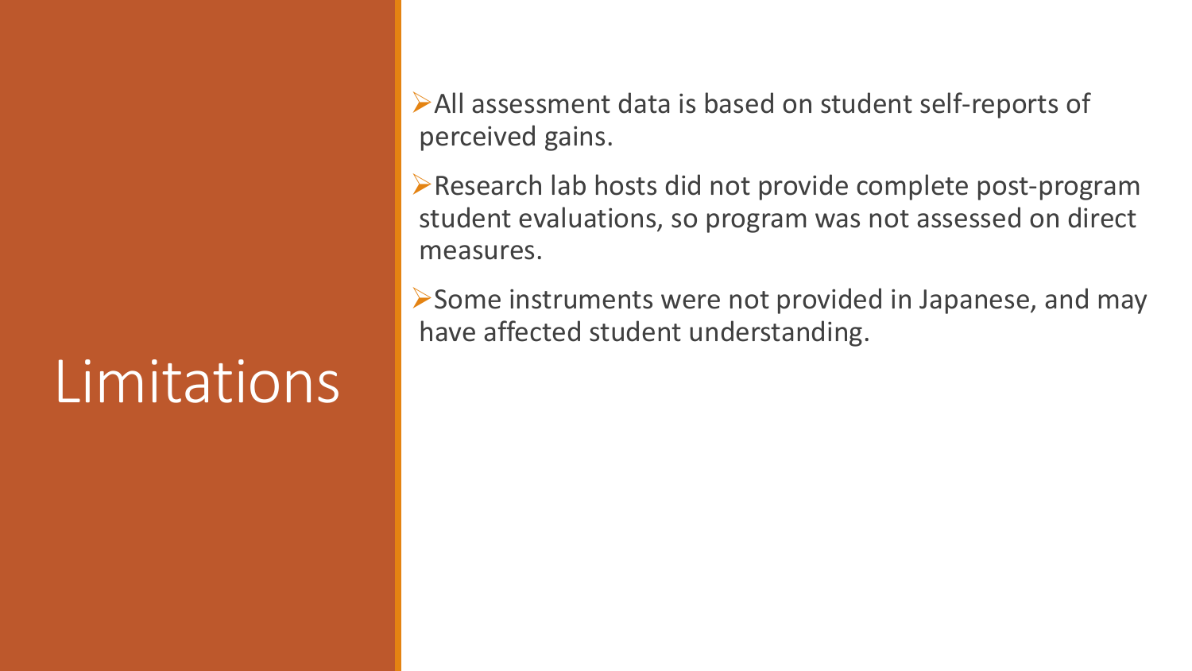# Limitations

- All assessment data is based on student self-reports of perceived gains.
- Research lab hosts did not provide complete post-program student evaluations, so program was not assessed on direct measures.
- Some instruments were not provided in Japanese, and may have affected student understanding.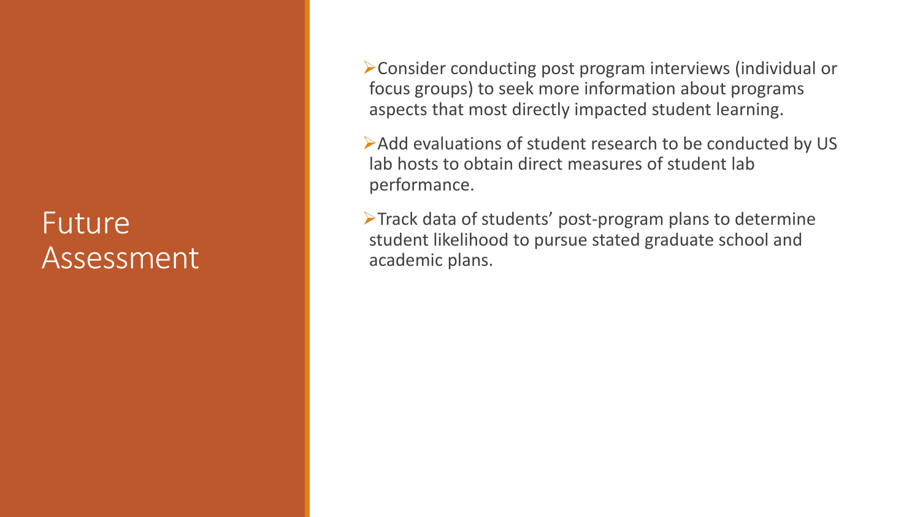# Future Assessment

- Consider conducting post program interviews (individual or focus groups) to seek more information about programs aspects that most directly impacted student learning.
- Add evaluations of student research to be conducted by US lab hosts to obtain direct measures of student lab performance.
- Track data of students' post-program plans to determine student likelihood to pursue stated graduate school and academic plans.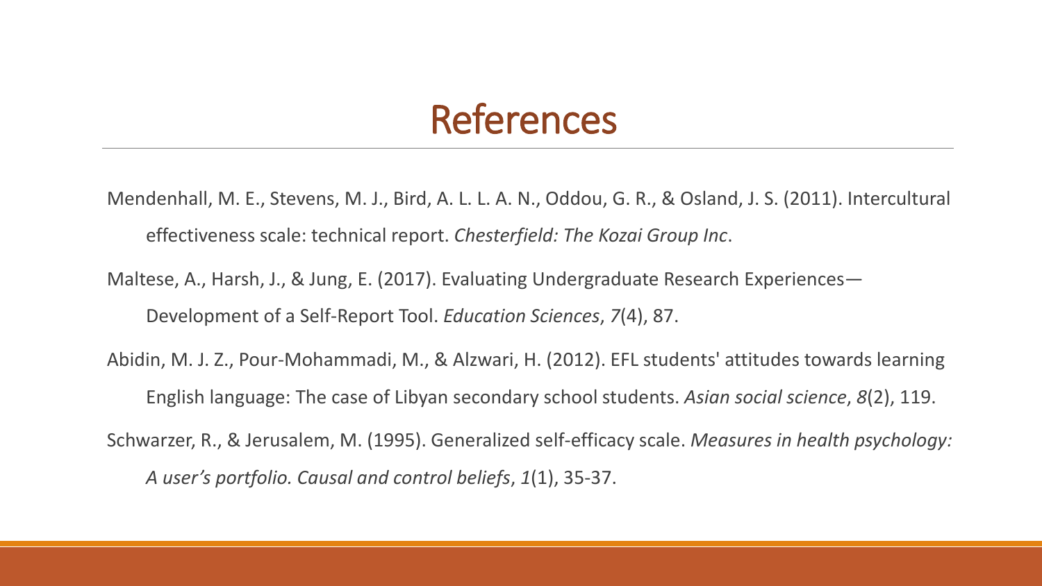# References

Mendenhall, M. E., Stevens, M. J., Bird, A. L. L. A. N., Oddou, G. R., & Osland, J. S. (2011). Intercultural effectiveness scale: technical report. *Chesterfield: The Kozai Group Inc*.

Maltese, A., Harsh, J., & Jung, E. (2017). Evaluating Undergraduate Research Experiences—Development of a Self-Report Tool. *Education Sciences*, *7*(4), 87.

Abidin, M. J. Z., Pour-Mohammadi, M., & Alzwari, H. (2012). EFL students' attitudes towards learning English language: The case of Libyan secondary school students. *Asian social science*, *8*(2), 119.

Schwarzer, R., & Jerusalem, M. (1995). Generalized self-efficacy scale. *Measures in health psychology: A user's portfolio. Causal and control beliefs*, *1*(1), 35-37.